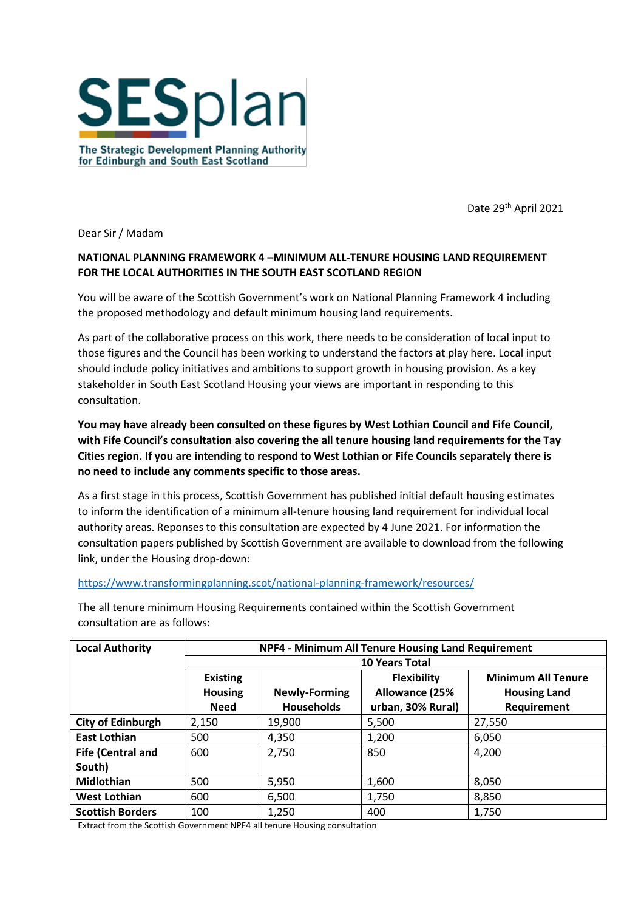SESplan

The Strategic Development Planning Authority for Edinburgh and South East Scotland

Date 29th April 2021

Dear Sir / Madam

**NATIONAL PLANNING FRAMEWORK 4 –MINIMUM ALL-TENURE HOUSING LAND REQUIREMENT FOR THE LOCAL AUTHORITIES IN THE SOUTH EAST SCOTLAND REGION**

You will be aware of the Scottish Government's work on National Planning Framework 4 including the proposed methodology and default minimum housing land requirements.

As part of the collaborative process on this work, there needs to be consideration of local input to those figures and the Council has been working to understand the factors at play here. Local input should include policy initiatives and ambitions to support growth in housing provision. As a key stakeholder in South East Scotland Housing your views are important in responding to this consultation.

**You may have already been consulted on these figures by West Lothian Council and Fife Council, with Fife Council's consultation also covering the all tenure housing land requirements for the Tay Cities region. If you are intending to respond to West Lothian or Fife Councils separately there is no need to include any comments specific to those areas.**

As a first stage in this process, Scottish Government has published initial default housing estimates to inform the identification of a minimum all-tenure housing land requirement for individual local authority areas. Reponses to this consultation are expected by 4 June 2021. For information the consultation papers published by Scottish Government are available to download from the following link, under the Housing drop-down:

https://www.transformingplanning.scot/national-planning-framework/resources/

The all tenure minimum Housing Requirements contained within the Scottish Government consultation are as follows:

| Local Authority | NPF4 - Minimum All Tenure Housing Land Requirement | | | |
|---|---|---|---|---|
| | 10 Years Total | | | |
| | Existing Housing Need | Newly-Forming Households | Flexibility Allowance (25% urban, 30% Rural) | Minimum All Tenure Housing Land Requirement |
| **City of Edinburgh** | 2,150 | 19,900 | 5,500 | 27,550 |
| **East Lothian** | 500 | 4,350 | 1,200 | 6,050 |
| **Fife (Central and South)** | 600 | 2,750 | 850 | 4,200 |
| **Midlothian** | 500 | 5,950 | 1,600 | 8,050 |
| **West Lothian** | 600 | 6,500 | 1,750 | 8,850 |
| **Scottish Borders** | 100 | 1,250 | 400 | 1,750 |

Extract from the Scottish Government NPF4 all tenure Housing consultation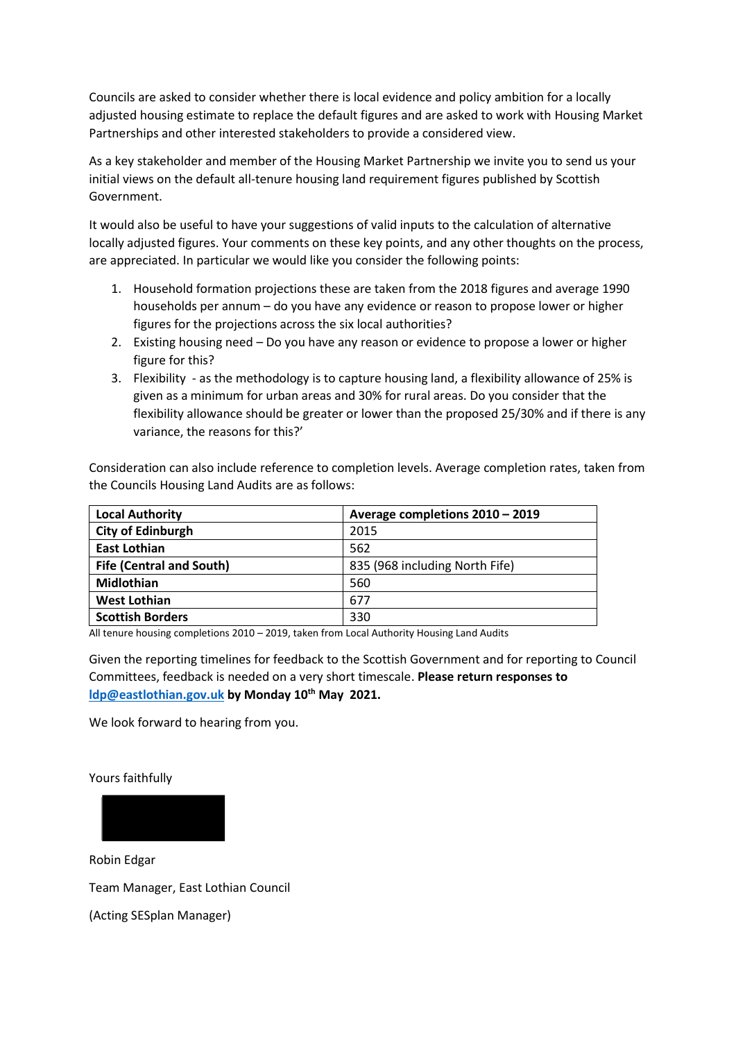Councils are asked to consider whether there is local evidence and policy ambition for a locally adjusted housing estimate to replace the default figures and are asked to work with Housing Market Partnerships and other interested stakeholders to provide a considered view.

As a key stakeholder and member of the Housing Market Partnership we invite you to send us your initial views on the default all-tenure housing land requirement figures published by Scottish Government.

It would also be useful to have your suggestions of valid inputs to the calculation of alternative locally adjusted figures. Your comments on these key points, and any other thoughts on the process, are appreciated. In particular we would like you consider the following points:

1. Household formation projections these are taken from the 2018 figures and average 1990 households per annum – do you have any evidence or reason to propose lower or higher figures for the projections across the six local authorities?
2. Existing housing need – Do you have any reason or evidence to propose a lower or higher figure for this?
3. Flexibility - as the methodology is to capture housing land, a flexibility allowance of 25% is given as a minimum for urban areas and 30% for rural areas. Do you consider that the flexibility allowance should be greater or lower than the proposed 25/30% and if there is any variance, the reasons for this?'

Consideration can also include reference to completion levels. Average completion rates, taken from the Councils Housing Land Audits are as follows:

| **Local Authority** | **Average completions 2010 – 2019** |
| --- | --- |
| **City of Edinburgh** | 2015 |
| **East Lothian** | 562 |
| **Fife (Central and South)** | 835 (968 including North Fife) |
| **Midlothian** | 560 |
| **West Lothian** | 677 |
| **Scottish Borders** | 330 |

All tenure housing completions 2010 – 2019, taken from Local Authority Housing Land Audits

Given the reporting timelines for feedback to the Scottish Government and for reporting to Council Committees, feedback is needed on a very short timescale. **Please return responses to [ldp@eastlothian.gov.uk](mailto:ldp@eastlothian.gov.uk) by Monday 10th May 2021.**

We look forward to hearing from you.

Yours faithfully

Robin Edgar

Team Manager, East Lothian Council

(Acting SESplan Manager)